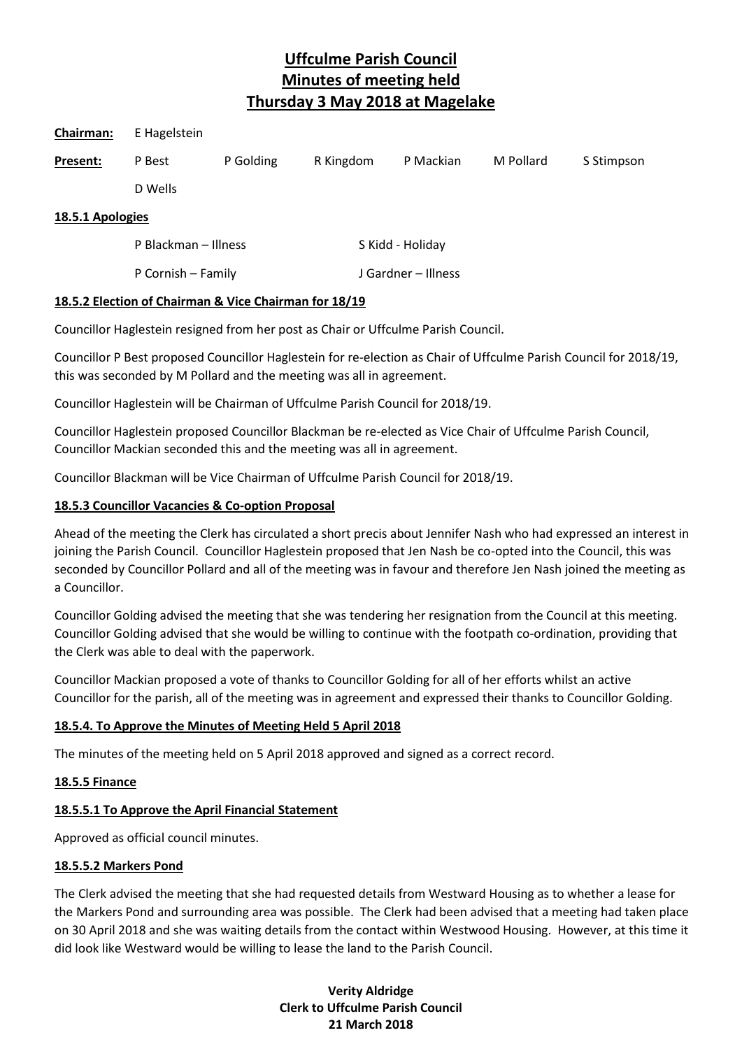# Uffculme Parish Council
# Minutes of meeting held
# Thursday 3 May 2018 at Magelake

**Chairman:** E Hagelstein

**Present:** P Best P Golding R Kingdom P Mackian M Pollard S Stimpson D Wells

**18.5.1 Apologies**

P Blackman – Illness S Kidd - Holiday

P Cornish – Family J Gardner – Illness

**18.5.2 Election of Chairman & Vice Chairman for 18/19**

Councillor Haglestein resigned from her post as Chair or Uffculme Parish Council.

Councillor P Best proposed Councillor Haglestein for re-election as Chair of Uffculme Parish Council for 2018/19, this was seconded by M Pollard and the meeting was all in agreement.

Councillor Haglestein will be Chairman of Uffculme Parish Council for 2018/19.

Councillor Haglestein proposed Councillor Blackman be re-elected as Vice Chair of Uffculme Parish Council, Councillor Mackian seconded this and the meeting was all in agreement.

Councillor Blackman will be Vice Chairman of Uffculme Parish Council for 2018/19.

**18.5.3 Councillor Vacancies & Co-option Proposal**

Ahead of the meeting the Clerk has circulated a short precis about Jennifer Nash who had expressed an interest in joining the Parish Council. Councillor Haglestein proposed that Jen Nash be co-opted into the Council, this was seconded by Councillor Pollard and all of the meeting was in favour and therefore Jen Nash joined the meeting as a Councillor.

Councillor Golding advised the meeting that she was tendering her resignation from the Council at this meeting. Councillor Golding advised that she would be willing to continue with the footpath co-ordination, providing that the Clerk was able to deal with the paperwork.

Councillor Mackian proposed a vote of thanks to Councillor Golding for all of her efforts whilst an active Councillor for the parish, all of the meeting was in agreement and expressed their thanks to Councillor Golding.

**18.5.4. To Approve the Minutes of Meeting Held 5 April 2018**

The minutes of the meeting held on 5 April 2018 approved and signed as a correct record.

**18.5.5 Finance**

**18.5.5.1 To Approve the April Financial Statement**

Approved as official council minutes.

**18.5.5.2 Markers Pond**

The Clerk advised the meeting that she had requested details from Westward Housing as to whether a lease for the Markers Pond and surrounding area was possible. The Clerk had been advised that a meeting had taken place on 30 April 2018 and she was waiting details from the contact within Westwood Housing. However, at this time it did look like Westward would be willing to lease the land to the Parish Council.

**Verity Aldridge**
**Clerk to Uffculme Parish Council**
**21 March 2018**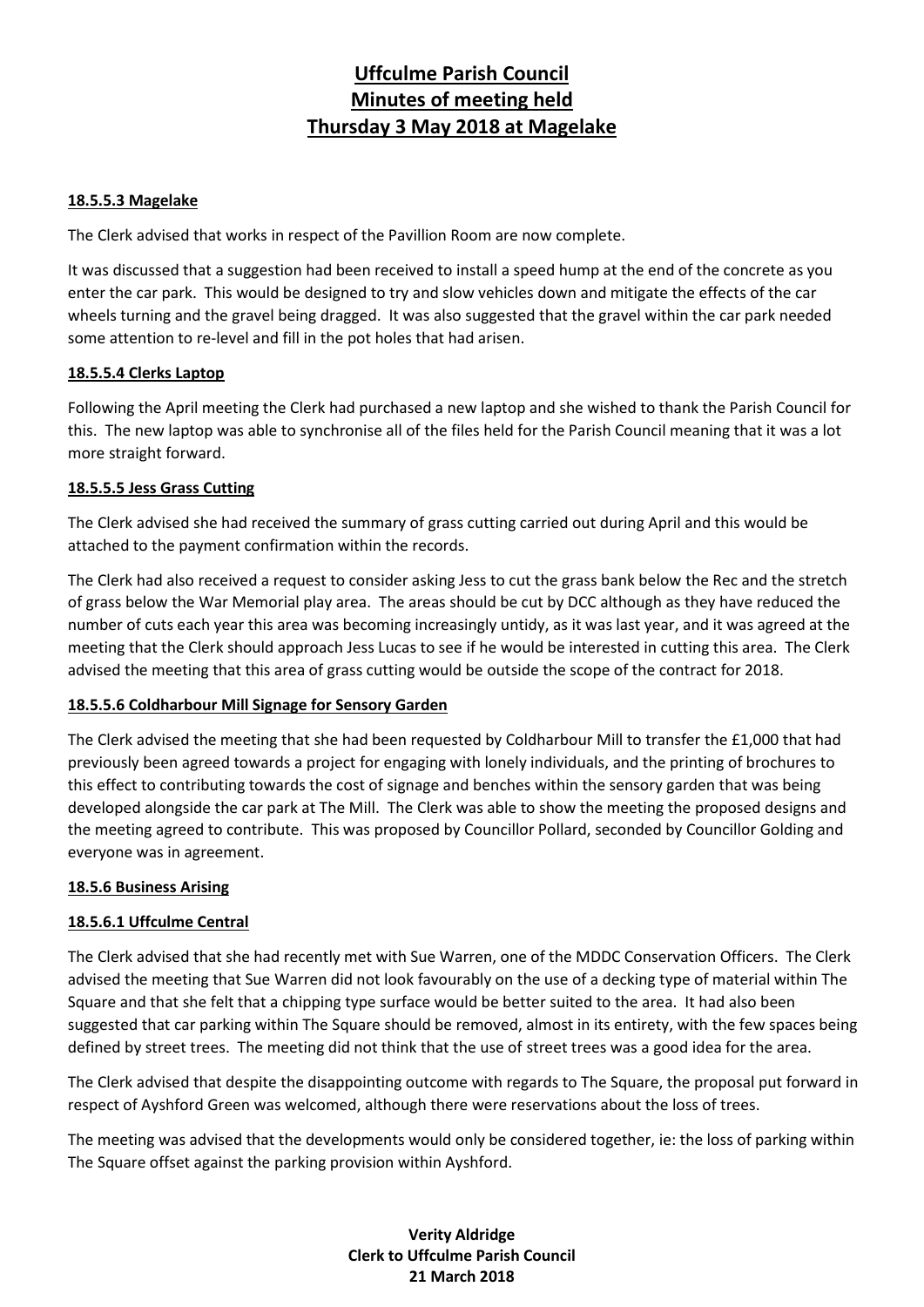# Uffculme Parish Council
# Minutes of meeting held
# Thursday 3 May 2018 at Magelake

### 18.5.5.3 Magelake

The Clerk advised that works in respect of the Pavillion Room are now complete.

It was discussed that a suggestion had been received to install a speed hump at the end of the concrete as you enter the car park. This would be designed to try and slow vehicles down and mitigate the effects of the car wheels turning and the gravel being dragged. It was also suggested that the gravel within the car park needed some attention to re-level and fill in the pot holes that had arisen.

### 18.5.5.4 Clerks Laptop

Following the April meeting the Clerk had purchased a new laptop and she wished to thank the Parish Council for this. The new laptop was able to synchronise all of the files held for the Parish Council meaning that it was a lot more straight forward.

### 18.5.5.5 Jess Grass Cutting

The Clerk advised she had received the summary of grass cutting carried out during April and this would be attached to the payment confirmation within the records.

The Clerk had also received a request to consider asking Jess to cut the grass bank below the Rec and the stretch of grass below the War Memorial play area. The areas should be cut by DCC although as they have reduced the number of cuts each year this area was becoming increasingly untidy, as it was last year, and it was agreed at the meeting that the Clerk should approach Jess Lucas to see if he would be interested in cutting this area. The Clerk advised the meeting that this area of grass cutting would be outside the scope of the contract for 2018.

### 18.5.5.6 Coldharbour Mill Signage for Sensory Garden

The Clerk advised the meeting that she had been requested by Coldharbour Mill to transfer the £1,000 that had previously been agreed towards a project for engaging with lonely individuals, and the printing of brochures to this effect to contributing towards the cost of signage and benches within the sensory garden that was being developed alongside the car park at The Mill. The Clerk was able to show the meeting the proposed designs and the meeting agreed to contribute. This was proposed by Councillor Pollard, seconded by Councillor Golding and everyone was in agreement.

### 18.5.6 Business Arising

### 18.5.6.1 Uffculme Central

The Clerk advised that she had recently met with Sue Warren, one of the MDDC Conservation Officers. The Clerk advised the meeting that Sue Warren did not look favourably on the use of a decking type of material within The Square and that she felt that a chipping type surface would be better suited to the area. It had also been suggested that car parking within The Square should be removed, almost in its entirety, with the few spaces being defined by street trees. The meeting did not think that the use of street trees was a good idea for the area.

The Clerk advised that despite the disappointing outcome with regards to The Square, the proposal put forward in respect of Ayshford Green was welcomed, although there were reservations about the loss of trees.

The meeting was advised that the developments would only be considered together, ie: the loss of parking within The Square offset against the parking provision within Ayshford.

**Verity Aldridge**
**Clerk to Uffculme Parish Council**
**21 March 2018**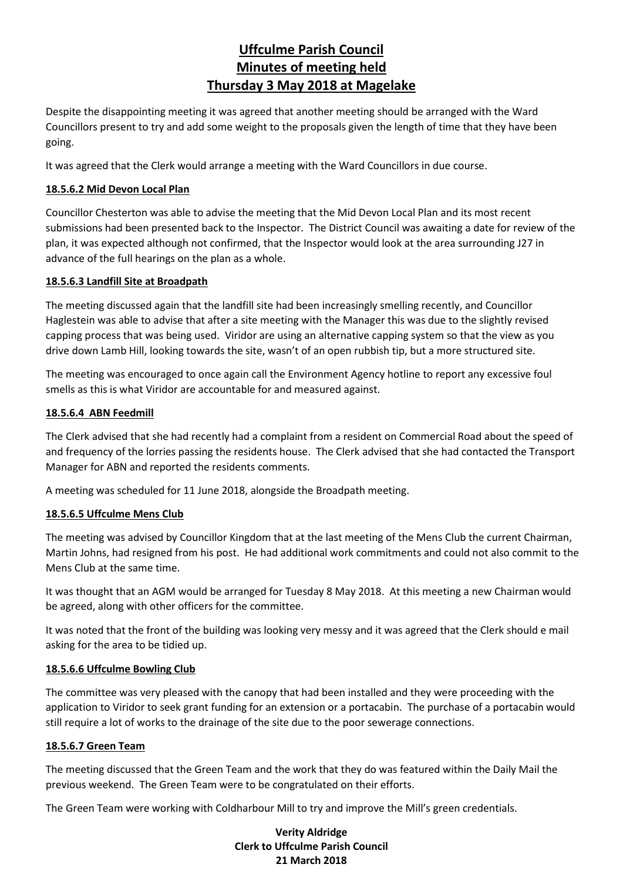# Uffculme Parish Council
# Minutes of meeting held
# Thursday 3 May 2018 at Magelake

Despite the disappointing meeting it was agreed that another meeting should be arranged with the Ward Councillors present to try and add some weight to the proposals given the length of time that they have been going.

It was agreed that the Clerk would arrange a meeting with the Ward Councillors in due course.

### 18.5.6.2 Mid Devon Local Plan

Councillor Chesterton was able to advise the meeting that the Mid Devon Local Plan and its most recent submissions had been presented back to the Inspector. The District Council was awaiting a date for review of the plan, it was expected although not confirmed, that the Inspector would look at the area surrounding J27 in advance of the full hearings on the plan as a whole.

### 18.5.6.3 Landfill Site at Broadpath

The meeting discussed again that the landfill site had been increasingly smelling recently, and Councillor Haglestein was able to advise that after a site meeting with the Manager this was due to the slightly revised capping process that was being used. Viridor are using an alternative capping system so that the view as you drive down Lamb Hill, looking towards the site, wasn't of an open rubbish tip, but a more structured site.

The meeting was encouraged to once again call the Environment Agency hotline to report any excessive foul smells as this is what Viridor are accountable for and measured against.

### 18.5.6.4 ABN Feedmill

The Clerk advised that she had recently had a complaint from a resident on Commercial Road about the speed of and frequency of the lorries passing the residents house. The Clerk advised that she had contacted the Transport Manager for ABN and reported the residents comments.

A meeting was scheduled for 11 June 2018, alongside the Broadpath meeting.

### 18.5.6.5 Uffculme Mens Club

The meeting was advised by Councillor Kingdom that at the last meeting of the Mens Club the current Chairman, Martin Johns, had resigned from his post. He had additional work commitments and could not also commit to the Mens Club at the same time.

It was thought that an AGM would be arranged for Tuesday 8 May 2018. At this meeting a new Chairman would be agreed, along with other officers for the committee.

It was noted that the front of the building was looking very messy and it was agreed that the Clerk should e mail asking for the area to be tidied up.

### 18.5.6.6 Uffculme Bowling Club

The committee was very pleased with the canopy that had been installed and they were proceeding with the application to Viridor to seek grant funding for an extension or a portacabin. The purchase of a portacabin would still require a lot of works to the drainage of the site due to the poor sewerage connections.

### 18.5.6.7 Green Team

The meeting discussed that the Green Team and the work that they do was featured within the Daily Mail the previous weekend. The Green Team were to be congratulated on their efforts.

The Green Team were working with Coldharbour Mill to try and improve the Mill's green credentials.

**Verity Aldridge**
**Clerk to Uffculme Parish Council**
**21 March 2018**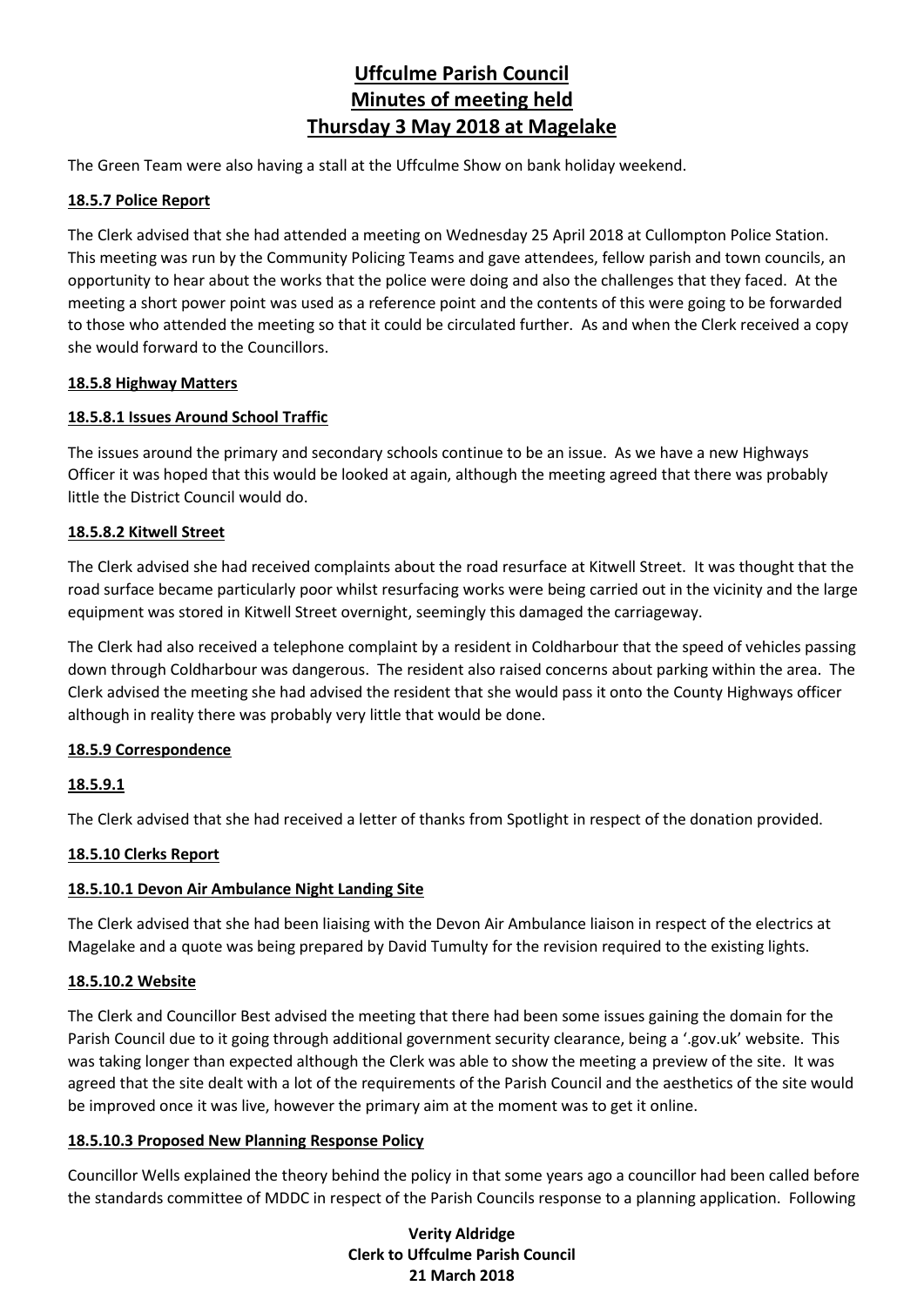The Green Team were also having a stall at the Uffculme Show on bank holiday weekend.

**18.5.7 Police Report**

The Clerk advised that she had attended a meeting on Wednesday 25 April 2018 at Cullompton Police Station. This meeting was run by the Community Policing Teams and gave attendees, fellow parish and town councils, an opportunity to hear about the works that the police were doing and also the challenges that they faced. At the meeting a short power point was used as a reference point and the contents of this were going to be forwarded to those who attended the meeting so that it could be circulated further. As and when the Clerk received a copy she would forward to the Councillors.

**18.5.8 Highway Matters**

**18.5.8.1 Issues Around School Traffic**

The issues around the primary and secondary schools continue to be an issue. As we have a new Highways Officer it was hoped that this would be looked at again, although the meeting agreed that there was probably little the District Council would do.

**18.5.8.2 Kitwell Street**

The Clerk advised she had received complaints about the road resurface at Kitwell Street. It was thought that the road surface became particularly poor whilst resurfacing works were being carried out in the vicinity and the large equipment was stored in Kitwell Street overnight, seemingly this damaged the carriageway.

The Clerk had also received a telephone complaint by a resident in Coldharbour that the speed of vehicles passing down through Coldharbour was dangerous. The resident also raised concerns about parking within the area. The Clerk advised the meeting she had advised the resident that she would pass it onto the County Highways officer although in reality there was probably very little that would be done.

**18.5.9 Correspondence**

**18.5.9.1**

The Clerk advised that she had received a letter of thanks from Spotlight in respect of the donation provided.

**18.5.10 Clerks Report**

**18.5.10.1 Devon Air Ambulance Night Landing Site**

The Clerk advised that she had been liaising with the Devon Air Ambulance liaison in respect of the electrics at Magelake and a quote was being prepared by David Tumulty for the revision required to the existing lights.

**18.5.10.2 Website**

The Clerk and Councillor Best advised the meeting that there had been some issues gaining the domain for the Parish Council due to it going through additional government security clearance, being a '.gov.uk' website. This was taking longer than expected although the Clerk was able to show the meeting a preview of the site. It was agreed that the site dealt with a lot of the requirements of the Parish Council and the aesthetics of the site would be improved once it was live, however the primary aim at the moment was to get it online.

**18.5.10.3 Proposed New Planning Response Policy**

Councillor Wells explained the theory behind the policy in that some years ago a councillor had been called before the standards committee of MDDC in respect of the Parish Councils response to a planning application. Following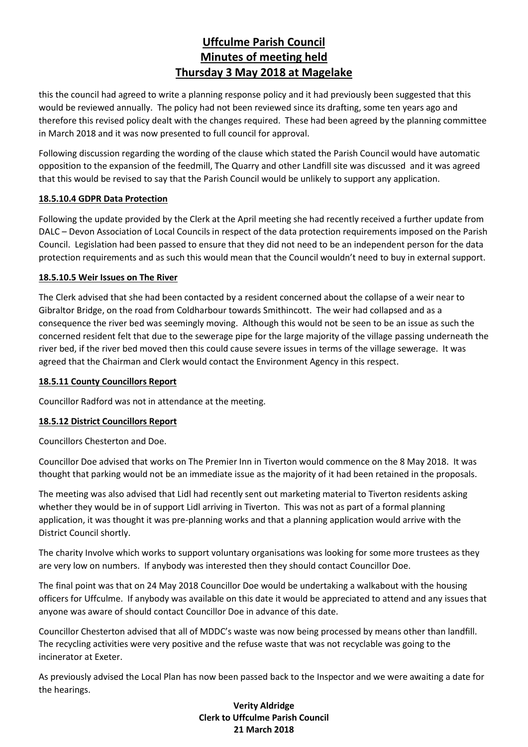this the council had agreed to write a planning response policy and it had previously been suggested that this would be reviewed annually. The policy had not been reviewed since its drafting, some ten years ago and therefore this revised policy dealt with the changes required. These had been agreed by the planning committee in March 2018 and it was now presented to full council for approval.

Following discussion regarding the wording of the clause which stated the Parish Council would have automatic opposition to the expansion of the feedmill, The Quarry and other Landfill site was discussed and it was agreed that this would be revised to say that the Parish Council would be unlikely to support any application.

**18.5.10.4 GDPR Data Protection**

Following the update provided by the Clerk at the April meeting she had recently received a further update from DALC – Devon Association of Local Councils in respect of the data protection requirements imposed on the Parish Council. Legislation had been passed to ensure that they did not need to be an independent person for the data protection requirements and as such this would mean that the Council wouldn't need to buy in external support.

**18.5.10.5 Weir Issues on The River**

The Clerk advised that she had been contacted by a resident concerned about the collapse of a weir near to Gibraltor Bridge, on the road from Coldharbour towards Smithincott. The weir had collapsed and as a consequence the river bed was seemingly moving. Although this would not be seen to be an issue as such the concerned resident felt that due to the sewerage pipe for the large majority of the village passing underneath the river bed, if the river bed moved then this could cause severe issues in terms of the village sewerage. It was agreed that the Chairman and Clerk would contact the Environment Agency in this respect.

**18.5.11 County Councillors Report**

Councillor Radford was not in attendance at the meeting.

**18.5.12 District Councillors Report**

Councillors Chesterton and Doe.

Councillor Doe advised that works on The Premier Inn in Tiverton would commence on the 8 May 2018. It was thought that parking would not be an immediate issue as the majority of it had been retained in the proposals.

The meeting was also advised that Lidl had recently sent out marketing material to Tiverton residents asking whether they would be in of support Lidl arriving in Tiverton. This was not as part of a formal planning application, it was thought it was pre-planning works and that a planning application would arrive with the District Council shortly.

The charity Involve which works to support voluntary organisations was looking for some more trustees as they are very low on numbers. If anybody was interested then they should contact Councillor Doe.

The final point was that on 24 May 2018 Councillor Doe would be undertaking a walkabout with the housing officers for Uffculme. If anybody was available on this date it would be appreciated to attend and any issues that anyone was aware of should contact Councillor Doe in advance of this date.

Councillor Chesterton advised that all of MDDC's waste was now being processed by means other than landfill. The recycling activities were very positive and the refuse waste that was not recyclable was going to the incinerator at Exeter.

As previously advised the Local Plan has now been passed back to the Inspector and we were awaiting a date for the hearings.

**Verity Aldridge**
**Clerk to Uffculme Parish Council**
**21 March 2018**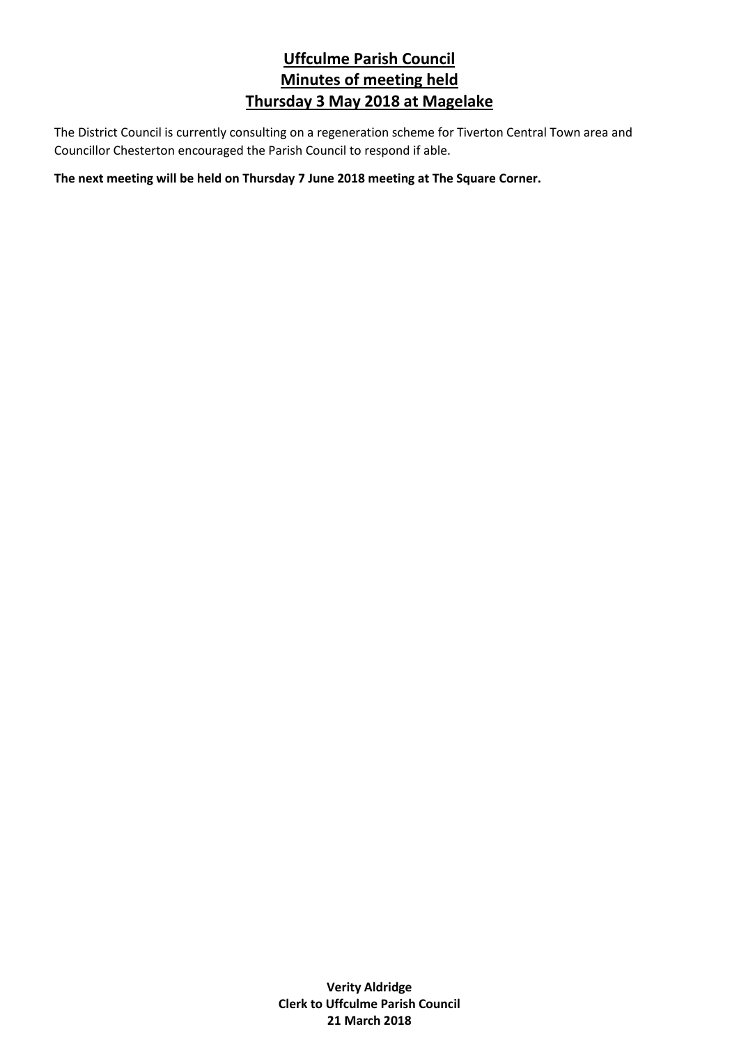**Uffculme Parish Council**
**Minutes of meeting held**
**Thursday 3 May 2018 at Magelake**

The District Council is currently consulting on a regeneration scheme for Tiverton Central Town area and Councillor Chesterton encouraged the Parish Council to respond if able.

**The next meeting will be held on Thursday 7 June 2018 meeting at The Square Corner.**

**Verity Aldridge**
**Clerk to Uffculme Parish Council**
**21 March 2018**